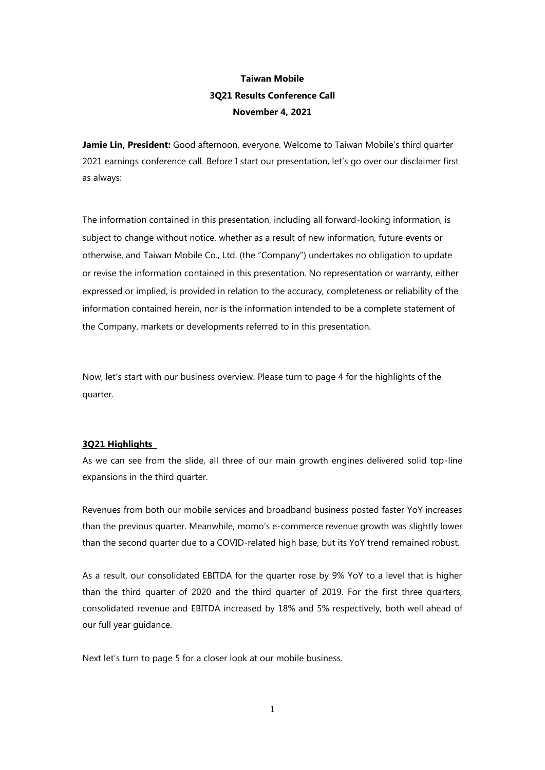**Taiwan Mobile**
**3Q21 Results Conference Call**
**November 4, 2021**

**Jamie Lin, President:** Good afternoon, everyone. Welcome to Taiwan Mobile's third quarter 2021 earnings conference call. Before I start our presentation, let's go over our disclaimer first as always:

The information contained in this presentation, including all forward-looking information, is subject to change without notice, whether as a result of new information, future events or otherwise, and Taiwan Mobile Co., Ltd. (the "Company") undertakes no obligation to update or revise the information contained in this presentation. No representation or warranty, either expressed or implied, is provided in relation to the accuracy, completeness or reliability of the information contained herein, nor is the information intended to be a complete statement of the Company, markets or developments referred to in this presentation.

Now, let's start with our business overview. Please turn to page 4 for the highlights of the quarter.

## 3Q21 Highlights

As we can see from the slide, all three of our main growth engines delivered solid top-line expansions in the third quarter.

Revenues from both our mobile services and broadband business posted faster YoY increases than the previous quarter. Meanwhile, momo's e-commerce revenue growth was slightly lower than the second quarter due to a COVID-related high base, but its YoY trend remained robust.

As a result, our consolidated EBITDA for the quarter rose by 9% YoY to a level that is higher than the third quarter of 2020 and the third quarter of 2019. For the first three quarters, consolidated revenue and EBITDA increased by 18% and 5% respectively, both well ahead of our full year guidance.

Next let's turn to page 5 for a closer look at our mobile business.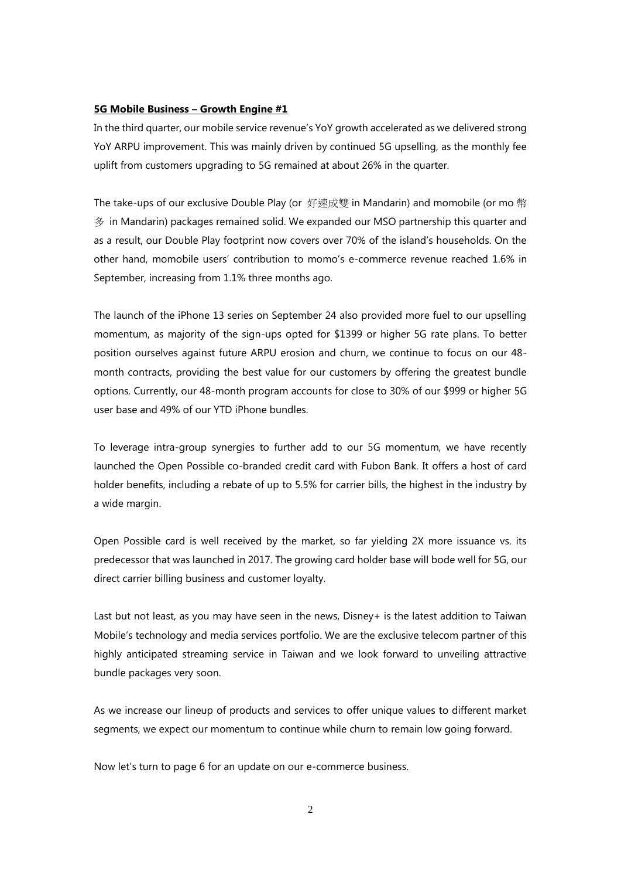**<u>5G Mobile Business – Growth Engine #1</u>**

In the third quarter, our mobile service revenue's YoY growth accelerated as we delivered strong YoY ARPU improvement. This was mainly driven by continued 5G upselling, as the monthly fee uplift from customers upgrading to 5G remained at about 26% in the quarter.

The take-ups of our exclusive Double Play (or 好速成雙 in Mandarin) and momobile (or mo 幣多 in Mandarin) packages remained solid. We expanded our MSO partnership this quarter and as a result, our Double Play footprint now covers over 70% of the island's households. On the other hand, momobile users' contribution to momo's e-commerce revenue reached 1.6% in September, increasing from 1.1% three months ago.

The launch of the iPhone 13 series on September 24 also provided more fuel to our upselling momentum, as majority of the sign-ups opted for $1399 or higher 5G rate plans. To better position ourselves against future ARPU erosion and churn, we continue to focus on our 48-month contracts, providing the best value for our customers by offering the greatest bundle options. Currently, our 48-month program accounts for close to 30% of our $999 or higher 5G user base and 49% of our YTD iPhone bundles.

To leverage intra-group synergies to further add to our 5G momentum, we have recently launched the Open Possible co-branded credit card with Fubon Bank. It offers a host of card holder benefits, including a rebate of up to 5.5% for carrier bills, the highest in the industry by a wide margin.

Open Possible card is well received by the market, so far yielding 2X more issuance vs. its predecessor that was launched in 2017. The growing card holder base will bode well for 5G, our direct carrier billing business and customer loyalty.

Last but not least, as you may have seen in the news, Disney+ is the latest addition to Taiwan Mobile's technology and media services portfolio. We are the exclusive telecom partner of this highly anticipated streaming service in Taiwan and we look forward to unveiling attractive bundle packages very soon.

As we increase our lineup of products and services to offer unique values to different market segments, we expect our momentum to continue while churn to remain low going forward.

Now let's turn to page 6 for an update on our e-commerce business.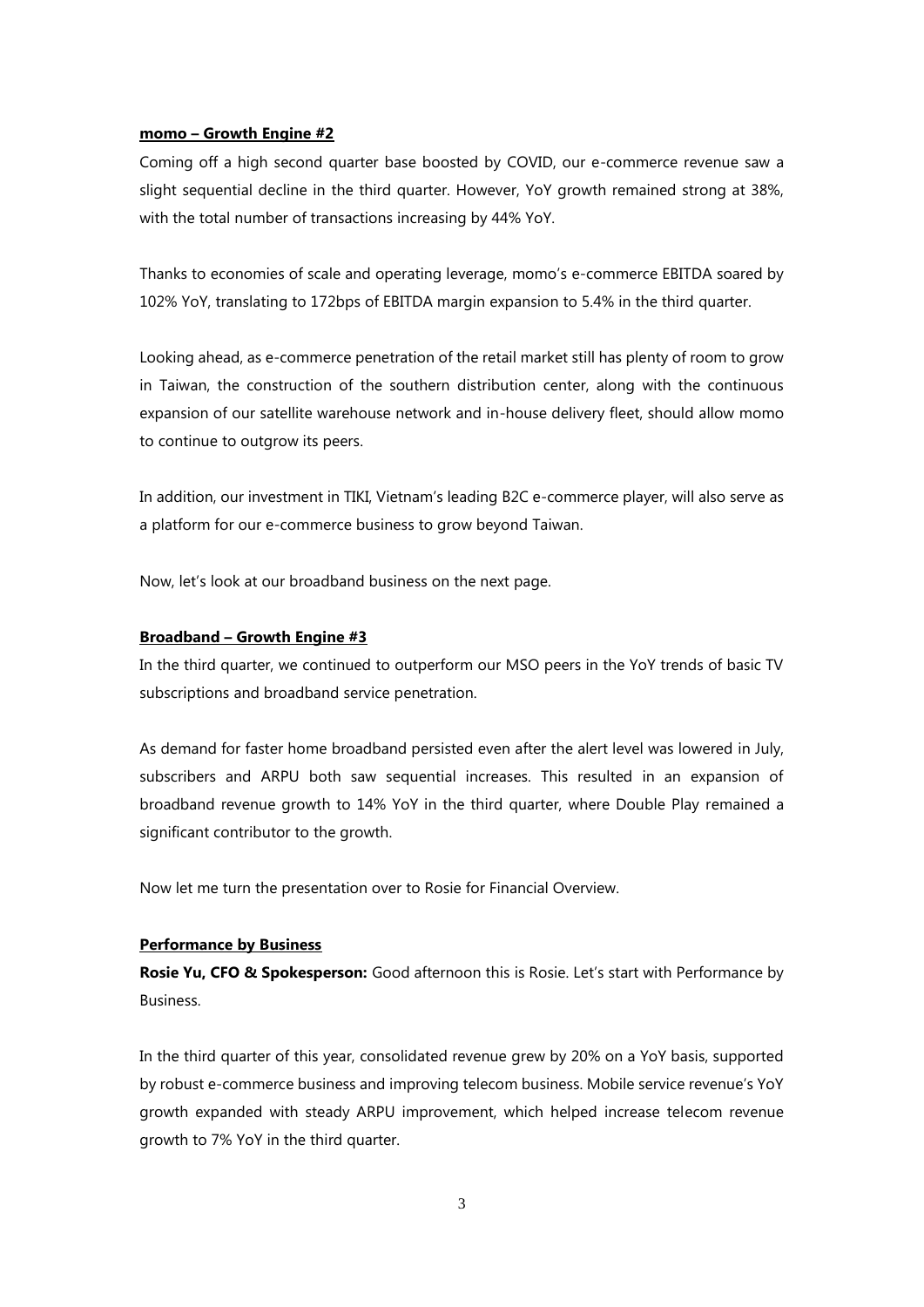**momo – Growth Engine #2**

Coming off a high second quarter base boosted by COVID, our e-commerce revenue saw a slight sequential decline in the third quarter. However, YoY growth remained strong at 38%, with the total number of transactions increasing by 44% YoY.

Thanks to economies of scale and operating leverage, momo's e-commerce EBITDA soared by 102% YoY, translating to 172bps of EBITDA margin expansion to 5.4% in the third quarter.

Looking ahead, as e-commerce penetration of the retail market still has plenty of room to grow in Taiwan, the construction of the southern distribution center, along with the continuous expansion of our satellite warehouse network and in-house delivery fleet, should allow momo to continue to outgrow its peers.

In addition, our investment in TIKI, Vietnam's leading B2C e-commerce player, will also serve as a platform for our e-commerce business to grow beyond Taiwan.

Now, let's look at our broadband business on the next page.

**Broadband – Growth Engine #3**

In the third quarter, we continued to outperform our MSO peers in the YoY trends of basic TV subscriptions and broadband service penetration.

As demand for faster home broadband persisted even after the alert level was lowered in July, subscribers and ARPU both saw sequential increases. This resulted in an expansion of broadband revenue growth to 14% YoY in the third quarter, where Double Play remained a significant contributor to the growth.

Now let me turn the presentation over to Rosie for Financial Overview.

**Performance by Business**

**Rosie Yu, CFO & Spokesperson:** Good afternoon this is Rosie. Let's start with Performance by Business.

In the third quarter of this year, consolidated revenue grew by 20% on a YoY basis, supported by robust e-commerce business and improving telecom business. Mobile service revenue's YoY growth expanded with steady ARPU improvement, which helped increase telecom revenue growth to 7% YoY in the third quarter.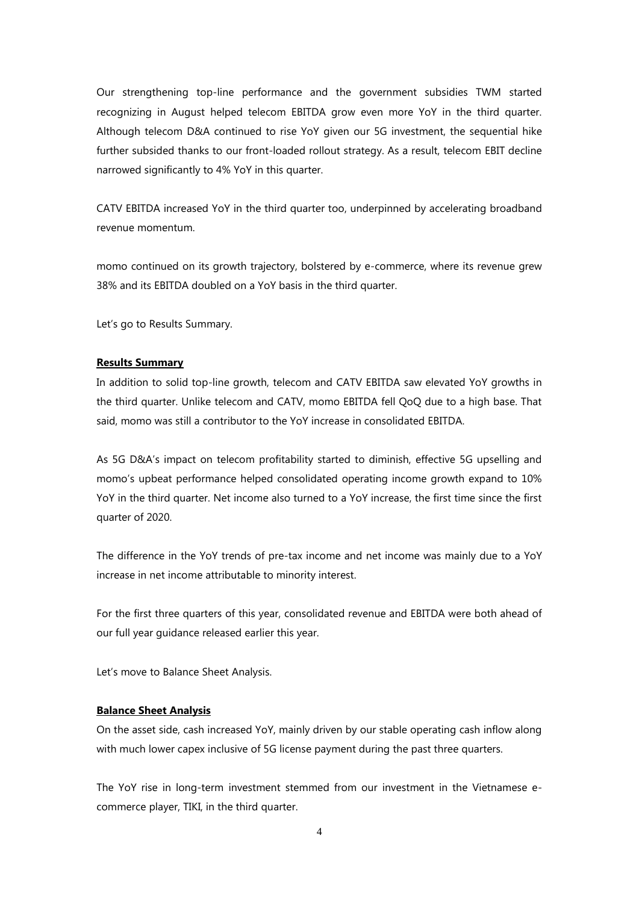Our strengthening top-line performance and the government subsidies TWM started recognizing in August helped telecom EBITDA grow even more YoY in the third quarter. Although telecom D&A continued to rise YoY given our 5G investment, the sequential hike further subsided thanks to our front-loaded rollout strategy. As a result, telecom EBIT decline narrowed significantly to 4% YoY in this quarter.

CATV EBITDA increased YoY in the third quarter too, underpinned by accelerating broadband revenue momentum.

momo continued on its growth trajectory, bolstered by e-commerce, where its revenue grew 38% and its EBITDA doubled on a YoY basis in the third quarter.

Let's go to Results Summary.

**Results Summary**

In addition to solid top-line growth, telecom and CATV EBITDA saw elevated YoY growths in the third quarter. Unlike telecom and CATV, momo EBITDA fell QoQ due to a high base. That said, momo was still a contributor to the YoY increase in consolidated EBITDA.

As 5G D&A's impact on telecom profitability started to diminish, effective 5G upselling and momo's upbeat performance helped consolidated operating income growth expand to 10% YoY in the third quarter. Net income also turned to a YoY increase, the first time since the first quarter of 2020.

The difference in the YoY trends of pre-tax income and net income was mainly due to a YoY increase in net income attributable to minority interest.

For the first three quarters of this year, consolidated revenue and EBITDA were both ahead of our full year guidance released earlier this year.

Let's move to Balance Sheet Analysis.

**Balance Sheet Analysis**

On the asset side, cash increased YoY, mainly driven by our stable operating cash inflow along with much lower capex inclusive of 5G license payment during the past three quarters.

The YoY rise in long-term investment stemmed from our investment in the Vietnamese e-commerce player, TIKI, in the third quarter.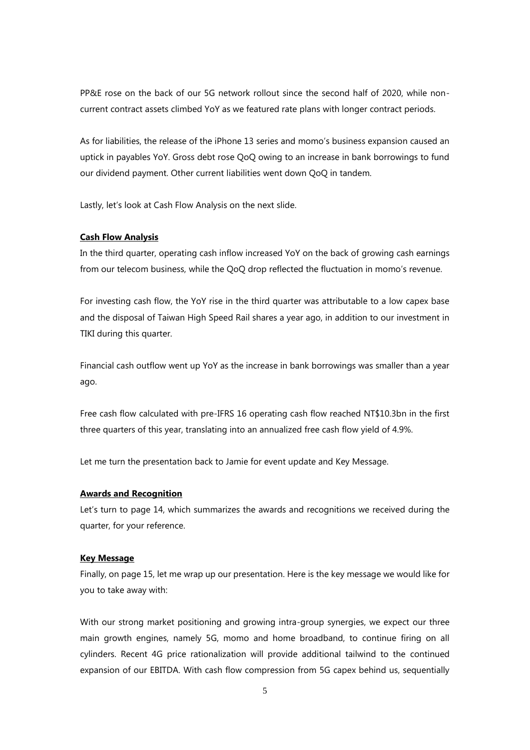PP&E rose on the back of our 5G network rollout since the second half of 2020, while non-current contract assets climbed YoY as we featured rate plans with longer contract periods.

As for liabilities, the release of the iPhone 13 series and momo's business expansion caused an uptick in payables YoY. Gross debt rose QoQ owing to an increase in bank borrowings to fund our dividend payment. Other current liabilities went down QoQ in tandem.

Lastly, let's look at Cash Flow Analysis on the next slide.

**Cash Flow Analysis**

In the third quarter, operating cash inflow increased YoY on the back of growing cash earnings from our telecom business, while the QoQ drop reflected the fluctuation in momo's revenue.

For investing cash flow, the YoY rise in the third quarter was attributable to a low capex base and the disposal of Taiwan High Speed Rail shares a year ago, in addition to our investment in TIKI during this quarter.

Financial cash outflow went up YoY as the increase in bank borrowings was smaller than a year ago.

Free cash flow calculated with pre-IFRS 16 operating cash flow reached NT$10.3bn in the first three quarters of this year, translating into an annualized free cash flow yield of 4.9%.

Let me turn the presentation back to Jamie for event update and Key Message.

**Awards and Recognition**

Let's turn to page 14, which summarizes the awards and recognitions we received during the quarter, for your reference.

**Key Message**

Finally, on page 15, let me wrap up our presentation. Here is the key message we would like for you to take away with:

With our strong market positioning and growing intra-group synergies, we expect our three main growth engines, namely 5G, momo and home broadband, to continue firing on all cylinders. Recent 4G price rationalization will provide additional tailwind to the continued expansion of our EBITDA. With cash flow compression from 5G capex behind us, sequentially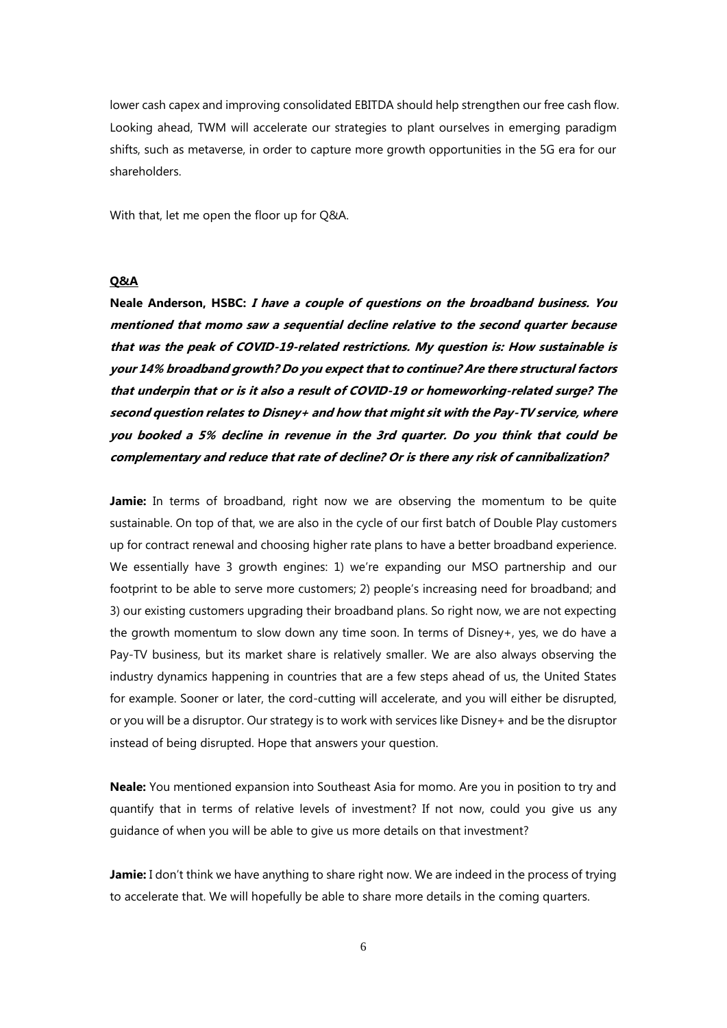lower cash capex and improving consolidated EBITDA should help strengthen our free cash flow. Looking ahead, TWM will accelerate our strategies to plant ourselves in emerging paradigm shifts, such as metaverse, in order to capture more growth opportunities in the 5G era for our shareholders.

With that, let me open the floor up for Q&A.

## Q&A

**Neale Anderson, HSBC: *I have a couple of questions on the broadband business. You mentioned that momo saw a sequential decline relative to the second quarter because that was the peak of COVID-19-related restrictions. My question is: How sustainable is your 14% broadband growth? Do you expect that to continue? Are there structural factors that underpin that or is it also a result of COVID-19 or homeworking-related surge? The second question relates to Disney+ and how that might sit with the Pay-TV service, where you booked a 5% decline in revenue in the 3rd quarter. Do you think that could be complementary and reduce that rate of decline? Or is there any risk of cannibalization?***

**Jamie:** In terms of broadband, right now we are observing the momentum to be quite sustainable. On top of that, we are also in the cycle of our first batch of Double Play customers up for contract renewal and choosing higher rate plans to have a better broadband experience. We essentially have 3 growth engines: 1) we're expanding our MSO partnership and our footprint to be able to serve more customers; 2) people's increasing need for broadband; and 3) our existing customers upgrading their broadband plans. So right now, we are not expecting the growth momentum to slow down any time soon. In terms of Disney+, yes, we do have a Pay-TV business, but its market share is relatively smaller. We are also always observing the industry dynamics happening in countries that are a few steps ahead of us, the United States for example. Sooner or later, the cord-cutting will accelerate, and you will either be disrupted, or you will be a disruptor. Our strategy is to work with services like Disney+ and be the disruptor instead of being disrupted. Hope that answers your question.

**Neale:** You mentioned expansion into Southeast Asia for momo. Are you in position to try and quantify that in terms of relative levels of investment? If not now, could you give us any guidance of when you will be able to give us more details on that investment?

**Jamie:** I don't think we have anything to share right now. We are indeed in the process of trying to accelerate that. We will hopefully be able to share more details in the coming quarters.